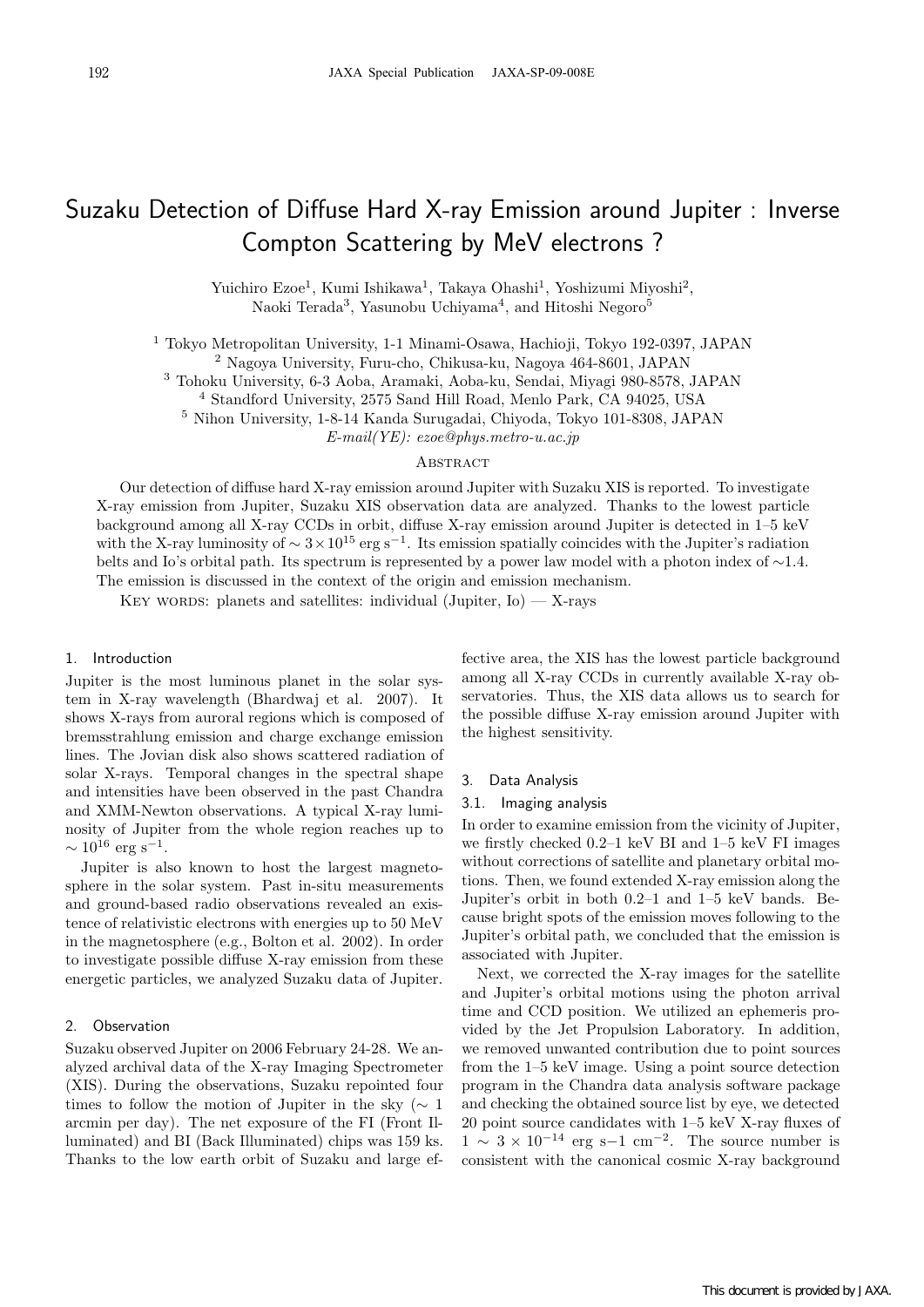# Suzaku Detection of Diffuse Hard X-ray Emission around Jupiter : Inverse Compton Scattering by MeV electrons ?

Yuichiro Ezoe[1], Kumi Ishikawa[1], Takaya Ohashi[1], Yoshizumi Miyoshi[2], Naoki Terada[3], Yasunobu Uchiyama[4], and Hitoshi Negoro[5]

[1] Tokyo Metropolitan University, 1-1 Minami-Osawa, Hachioji, Tokyo 192-0397, JAPAN
[2] Nagoya University, Furu-cho, Chikusa-ku, Nagoya 464-8601, JAPAN
[3] Tohoku University, 6-3 Aoba, Aramaki, Aoba-ku, Sendai, Miyagi 980-8578, JAPAN
[4] Standford University, 2575 Sand Hill Road, Menlo Park, CA 94025, USA
[5] Nihon University, 1-8-14 Kanda Surugadai, Chiyoda, Tokyo 101-8308, JAPAN

*E-mail(YE): ezoe@phys.metro-u.ac.jp*

## Abstract

Our detection of diffuse hard X-ray emission around Jupiter with Suzaku XIS is reported. To investigate X-ray emission from Jupiter, Suzaku XIS observation data are analyzed. Thanks to the lowest particle background among all X-ray CCDs in orbit, diffuse X-ray emission around Jupiter is detected in 1–5 keV with the X-ray luminosity of $\sim 3\times10^{15}$ erg s$^{-1}$. Its emission spatially coincides with the Jupiter's radiation belts and Io's orbital path. Its spectrum is represented by a power law model with a photon index of ∼1.4. The emission is discussed in the context of the origin and emission mechanism.

Key words: planets and satellites: individual (Jupiter, Io) — X-rays

## 1. Introduction

Jupiter is the most luminous planet in the solar system in X-ray wavelength (Bhardwaj et al. 2007). It shows X-rays from auroral regions which is composed of bremsstrahlung emission and charge exchange emission lines. The Jovian disk also shows scattered radiation of solar X-rays. Temporal changes in the spectral shape and intensities have been observed in the past Chandra and XMM-Newton observations. A typical X-ray luminosity of Jupiter from the whole region reaches up to $\sim 10^{16}$ erg s$^{-1}$.

Jupiter is also known to host the largest magnetosphere in the solar system. Past in-situ measurements and ground-based radio observations revealed an existence of relativistic electrons with energies up to 50 MeV in the magnetosphere (e.g., Bolton et al. 2002). In order to investigate possible diffuse X-ray emission from these energetic particles, we analyzed Suzaku data of Jupiter.

## 2. Observation

Suzaku observed Jupiter on 2006 February 24-28. We analyzed archival data of the X-ray Imaging Spectrometer (XIS). During the observations, Suzaku repointed four times to follow the motion of Jupiter in the sky (∼ 1 arcmin per day). The net exposure of the FI (Front Illuminated) and BI (Back Illuminated) chips was 159 ks. Thanks to the low earth orbit of Suzaku and large effective area, the XIS has the lowest particle background among all X-ray CCDs in currently available X-ray observatories. Thus, the XIS data allows us to search for the possible diffuse X-ray emission around Jupiter with the highest sensitivity.

## 3. Data Analysis

### 3.1. Imaging analysis

In order to examine emission from the vicinity of Jupiter, we firstly checked 0.2–1 keV BI and 1–5 keV FI images without corrections of satellite and planetary orbital motions. Then, we found extended X-ray emission along the Jupiter's orbit in both 0.2–1 and 1–5 keV bands. Because bright spots of the emission moves following to the Jupiter's orbital path, we concluded that the emission is associated with Jupiter.

Next, we corrected the X-ray images for the satellite and Jupiter's orbital motions using the photon arrival time and CCD position. We utilized an ephemeris provided by the Jet Propulsion Laboratory. In addition, we removed unwanted contribution due to point sources from the 1–5 keV image. Using a point source detection program in the Chandra data analysis software package and checking the obtained source list by eye, we detected 20 point source candidates with 1–5 keV X-ray fluxes of $1 \sim 3 \times 10^{-14}$ erg s−1 cm$^{-2}$. The source number is consistent with the canonical cosmic X-ray background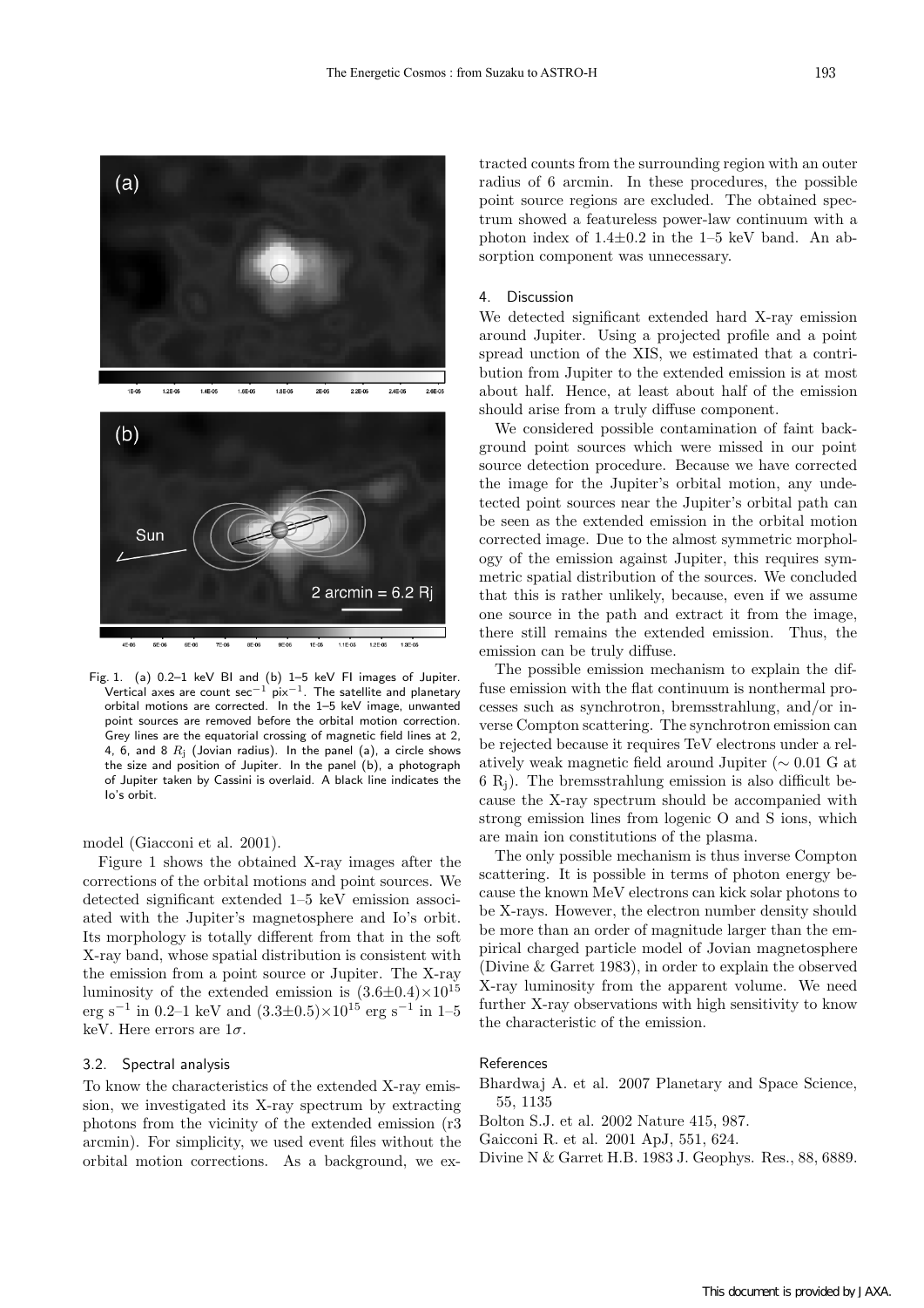(a)

1E-05 1.2E-05 1.4E-05 1.6E-05 1.8E-05 2E-05 2.2E-05 2.4E-05 2.6E-05

(b)

Sun

2 arcmin = 6.2 Rj

4E-06 5E-06 6E-06 7E-06 8E-06 9E-06 1E-05 1.1E-05 1.2E-05 1.3E-05

Fig. 1. (a) 0.2–1 keV BI and (b) 1–5 keV FI images of Jupiter. Vertical axes are count $\sec^{-1}$ $\text{pix}^{-1}$. The satellite and planetary orbital motions are corrected. In the 1–5 keV image, unwanted point sources are removed before the orbital motion correction. Grey lines are the equatorial crossing of magnetic field lines at 2, 4, 6, and 8 $R_j$ (Jovian radius). In the panel (a), a circle shows the size and position of Jupiter. In the panel (b), a photograph of Jupiter taken by Cassini is overlaid. A black line indicates the Io's orbit.

model (Giacconi et al. 2001).

Figure 1 shows the obtained X-ray images after the corrections of the orbital motions and point sources. We detected significant extended 1–5 keV emission associated with the Jupiter's magnetosphere and Io's orbit. Its morphology is totally different from that in the soft X-ray band, whose spatial distribution is consistent with the emission from a point source or Jupiter. The X-ray luminosity of the extended emission is $(3.6\pm0.4)\times10^{15}$ erg $\text{s}^{-1}$ in 0.2–1 keV and $(3.3\pm0.5)\times10^{15}$ erg $\text{s}^{-1}$ in 1–5 keV. Here errors are $1\sigma$.

### 3.2. Spectral analysis

To know the characteristics of the extended X-ray emission, we investigated its X-ray spectrum by extracting photons from the vicinity of the extended emission (r3 arcmin). For simplicity, we used event files without the orbital motion corrections. As a background, we extracted counts from the surrounding region with an outer radius of 6 arcmin. In these procedures, the possible point source regions are excluded. The obtained spectrum showed a featureless power-law continuum with a photon index of $1.4\pm0.2$ in the 1–5 keV band. An absorption component was unnecessary.

## 4. Discussion

We detected significant extended hard X-ray emission around Jupiter. Using a projected profile and a point spread unction of the XIS, we estimated that a contribution from Jupiter to the extended emission is at most about half. Hence, at least about half of the emission should arise from a truly diffuse component.

We considered possible contamination of faint background point sources which were missed in our point source detection procedure. Because we have corrected the image for the Jupiter's orbital motion, any undetected point sources near the Jupiter's orbital path can be seen as the extended emission in the orbital motion corrected image. Due to the almost symmetric morphology of the emission against Jupiter, this requires symmetric spatial distribution of the sources. We concluded that this is rather unlikely, because, even if we assume one source in the path and extract it from the image, there still remains the extended emission. Thus, the emission can be truly diffuse.

The possible emission mechanism to explain the diffuse emission with the flat continuum is nonthermal processes such as synchrotron, bremsstrahlung, and/or inverse Compton scattering. The synchrotron emission can be rejected because it requires TeV electrons under a relatively weak magnetic field around Jupiter ($\sim 0.01$ G at 6 $\text{R}_\text{j}$). The bremsstrahlung emission is also difficult because the X-ray spectrum should be accompanied with strong emission lines from Iogenic O and S ions, which are main ion constitutions of the plasma.

The only possible mechanism is thus inverse Compton scattering. It is possible in terms of photon energy because the known MeV electrons can kick solar photons to be X-rays. However, the electron number density should be more than an order of magnitude larger than the empirical charged particle model of Jovian magnetosphere (Divine & Garret 1983), in order to explain the observed X-ray luminosity from the apparent volume. We need further X-ray observations with high sensitivity to know the characteristic of the emission.

## References

Bhardwaj A. et al. 2007 Planetary and Space Science, 55, 1135

Bolton S.J. et al. 2002 Nature 415, 987.

Gaicconi R. et al. 2001 ApJ, 551, 624.

Divine N & Garret H.B. 1983 J. Geophys. Res., 88, 6889.